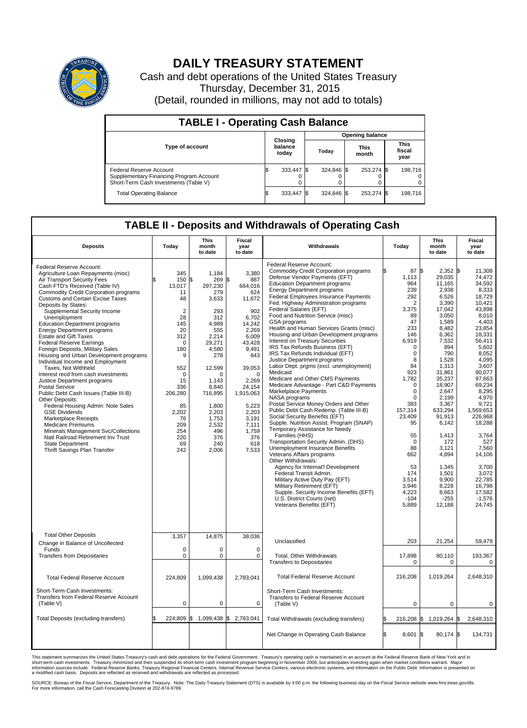# DAILY TREASURY STATEMENT

Cash and debt operations of the United States Treasury

Thursday, December 31, 2015

(Detail, rounded in millions, may not add to totals)

## TABLE I - Operating Cash Balance

| Type of account | Closing balance today | Opening balance Today | Opening balance This month | Opening balance This fiscal year |
|---|---|---|---|---|
| Federal Reserve Account | $ 333,447 | $ 324,846 | $ 253,274 | $ 198,716 |
| Supplementary Financing Program Account | 0 | 0 | 0 | 0 |
| Short-Term Cash Investments (Table V) | 0 | 0 | 0 | 0 |
| Total Operating Balance | $ 333,447 | $ 324,846 | $ 253,274 | $ 198,716 |

## TABLE II - Deposits and Withdrawals of Operating Cash

| Deposits | Today | This month to date | Fiscal year to date |
|---|---|---|---|
| Federal Reserve Account: | | | |
| Agriculture Loan Repayments (misc) | $ 345 | $ 1,184 | $ 3,380 |
| Air Transport Security Fees | 150 | 269 | 887 |
| Cash FTD's Received (Table IV) | 13,017 | 297,230 | 664,016 |
| Commodity Credit Corporation programs | 11 | 279 | 624 |
| Customs and Certain Excise Taxes | 48 | 3,633 | 11,672 |
| Deposits by States: | | | |
| Supplemental Security Income | 2 | 293 | 902 |
| Unemployment | 28 | 312 | 6,702 |
| Education Department programs | 145 | 4,989 | 14,242 |
| Energy Department programs | 20 | 555 | 2,269 |
| Estate and Gift Taxes | 312 | 2,214 | 6,009 |
| Federal Reserve Earnings | 0 | 29,271 | 43,428 |
| Foreign Deposits, Military Sales | 180 | 4,580 | 9,491 |
| Housing and Urban Development programs | 9 | 278 | 843 |
| Individual Income and Employment Taxes, Not Withheld | 552 | 12,599 | 39,053 |
| Interest recd from cash investments | 0 | 0 | 0 |
| Justice Department programs | 15 | 1,143 | 2,269 |
| Postal Service | 336 | 8,840 | 24,154 |
| Public Debt Cash Issues (Table III-B) | 206,280 | 716,895 | 1,915,063 |
| Other Deposits: | | | |
| Federal Housing Admin: Note Sales | 85 | 1,800 | 5,223 |
| GSE Dividends | 2,202 | 2,203 | 2,203 |
| Marketplace Receipts | 76 | 1,753 | 3,191 |
| Medicare Premiums | 209 | 2,532 | 7,111 |
| Minerals Management Svc/Collections | 254 | 496 | 1,759 |
| Natl Railroad Retirement Inv Trust | 220 | 376 | 376 |
| State Department | 69 | 240 | 618 |
| Thrift Savings Plan Transfer | 242 | 2,006 | 7,533 |
| Total Other Deposits | 3,357 | 14,875 | 38,036 |
| Change in Balance of Uncollected Funds | 0 | 0 | 0 |
| Transfers from Depositaries | 0 | 0 | 0 |
| Total Federal Reserve Account | 224,809 | 1,099,438 | 2,783,041 |
| Short-Term Cash Investments: Transfers from Federal Reserve Account (Table V) | 0 | 0 | 0 |
| Total Deposits (excluding transfers) | $ 224,809 | $ 1,099,438 | $ 2,783,041 |

| Withdrawals | Today | This month to date | Fiscal year to date |
|---|---|---|---|
| Federal Reserve Account: | | | |
| Commodity Credit Corporation programs | $ 87 | $ 2,352 | $ 11,308 |
| Defense Vendor Payments (EFT) | 1,113 | 29,035 | 74,472 |
| Education Department programs | 964 | 11,165 | 34,592 |
| Energy Department programs | 239 | 2,938 | 8,333 |
| Federal Employees Insurance Payments | 292 | 6,526 | 18,729 |
| Fed. Highway Administration programs | 2 | 3,390 | 10,421 |
| Federal Salaries (EFT) | 3,375 | 17,042 | 43,898 |
| Food and Nutrition Service (misc) | 89 | 3,050 | 8,010 |
| GSA programs | 47 | 1,589 | 4,403 |
| Health and Human Services Grants (misc) | 233 | 8,482 | 23,854 |
| Housing and Urban Development programs | 146 | 6,362 | 18,331 |
| Interest on Treasury Securities | 6,919 | 7,532 | 56,411 |
| IRS Tax Refunds Business (EFT) | 0 | 894 | 5,602 |
| IRS Tax Refunds Individual (EFT) | 0 | 790 | 8,052 |
| Justice Department programs | 8 | 1,528 | 4,095 |
| Labor Dept. prgms (excl. unemployment) | 84 | 1,313 | 3,607 |
| Medicaid | 923 | 31,861 | 90,077 |
| Medicare and Other CMS Payments | 1,782 | 35,237 | 97,663 |
| Medicare Advantage - Part C&D Payments | 0 | 18,907 | 69,234 |
| Marketplace Payments | 0 | 2,647 | 8,295 |
| NASA programs | 0 | 2,199 | 4,970 |
| Postal Service Money Orders and Other | 383 | 3,367 | 9,721 |
| Public Debt Cash Redemp. (Table III-B) | 157,314 | 633,294 | 1,569,653 |
| Social Security Benefits (EFT) | 23,409 | 91,913 | 226,968 |
| Supple. Nutrition Assist. Program (SNAP) | 95 | 6,142 | 18,288 |
| Temporary Assistance for Needy Families (HHS) | 55 | 1,413 | 3,764 |
| Transportation Security Admin. (DHS) | 0 | 172 | 527 |
| Unemployment Insurance Benefits | 88 | 3,121 | 7,560 |
| Veterans Affairs programs | 662 | 4,894 | 14,106 |
| Other Withdrawals: | | | |
| Agency for Internat'l Development | 53 | 1,345 | 3,700 |
| Federal Transit Admin. | 174 | 1,501 | 3,072 |
| Military Active Duty Pay (EFT) | 3,514 | 9,900 | 22,785 |
| Military Retirement (EFT) | 3,946 | 8,228 | 16,798 |
| Supple. Security Income Benefits (EFT) | 4,223 | 8,663 | 17,582 |
| U.S. District Courts (net) | -104 | -255 | -1,576 |
| Veterans Benefits (EFT) | 5,889 | 12,188 | 24,745 |
| Unclassified | 203 | 21,254 | 59,479 |
| Total, Other Withdrawals | 17,898 | 80,110 | 193,367 |
| Transfers to Depositaries | 0 | 0 | 0 |
| Total Federal Reserve Account | 216,208 | 1,019,264 | 2,648,310 |
| Short-Term Cash Investments: Transfers to Federal Reserve Account (Table V) | 0 | 0 | 0 |
| Total Withdrawals (excluding transfers) | $ 216,208 | $ 1,019,264 | $ 2,648,310 |
| Net Change in Operating Cash Balance | $ 8,601 | $ 80,174 | $ 134,731 |

This statement summarizes the United States Treasury's cash and debt operations for the Federal Government. Treasury's operating cash is maintained in an account at the Federal Reserve Bank of New York and in short-term cash investments. Treasury minimized and then suspended its short-term cash investment program beginning in November 2008, but anticipates investing again when market conditions warrant. Major information sources include: Federal Reserve Banks, Treasury Regional Financial Centers, Internal Revenue Service Centers, various electronic systems, and information on the Public Debt. Information is presented on a modified cash basis. Deposits are reflected as received and withdrawals are reflected as processed.

SOURCE: Bureau of the Fiscal Service, Department of the Treasury. Note: The Daily Treasury Statement (DTS) is available by 4:00 p.m. the following business day on the Fiscal Service website www.fms.treas.gov/dts. For more information, call the Cash Forecasting Division at 202-874-9789.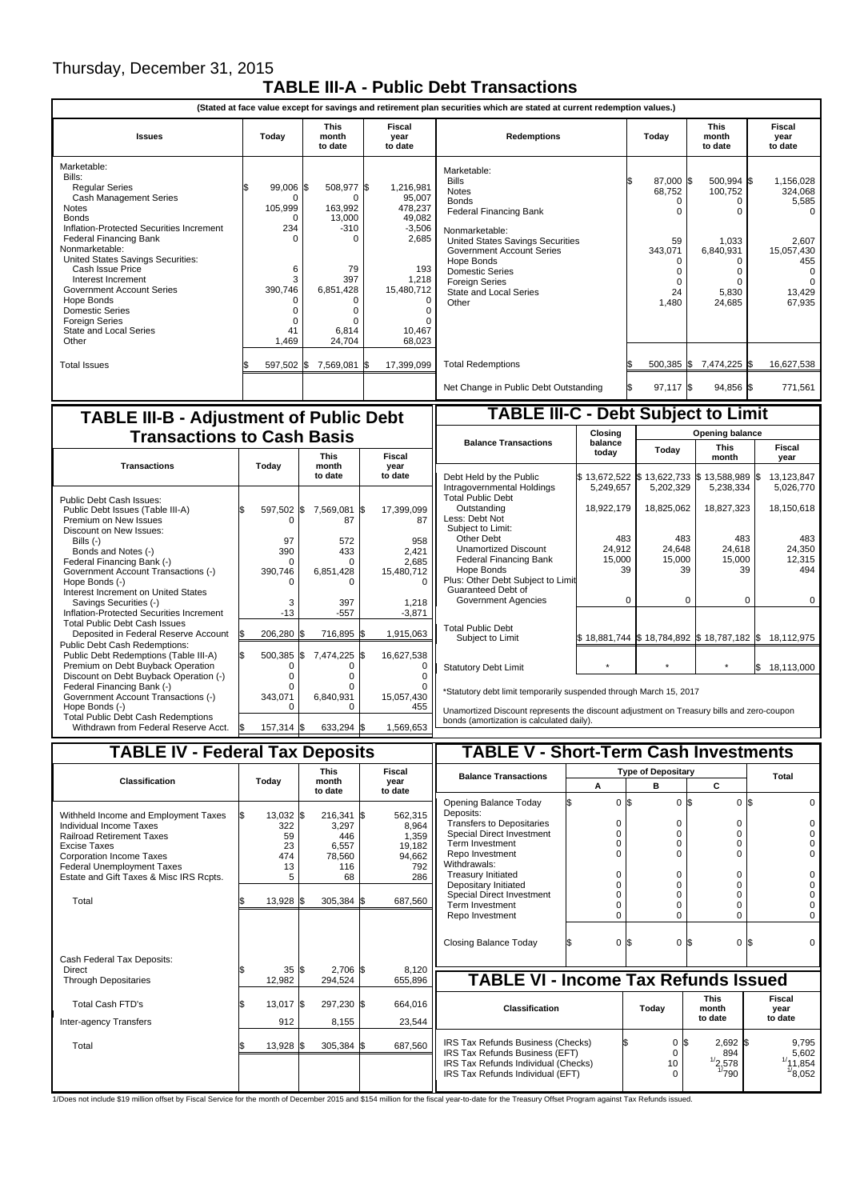Thursday, December 31, 2015

# TABLE III-A - Public Debt Transactions

(Stated at face value except for savings and retirement plan securities which are stated at current redemption values.)

| Issues | Today | This month to date | Fiscal year to date |
|---|---|---|---|
| Marketable: | | | |
| Bills: | | | |
| Regular Series | $ 99,006 | $ 508,977 | $ 1,216,981 |
| Cash Management Series | 0 | 0 | 95,007 |
| Notes | 105,999 | 163,992 | 478,237 |
| Bonds | 0 | 13,000 | 49,082 |
| Inflation-Protected Securities Increment | 234 | -310 | -3,506 |
| Federal Financing Bank | 0 | 0 | 2,685 |
| Nonmarketable: | | | |
| United States Savings Securities: | | | |
| Cash Issue Price | 6 | 79 | 193 |
| Interest Increment | 3 | 397 | 1,218 |
| Government Account Series | 390,746 | 6,851,428 | 15,480,712 |
| Hope Bonds | 0 | 0 | 0 |
| Domestic Series | 0 | 0 | 0 |
| Foreign Series | 0 | 0 | 0 |
| State and Local Series | 41 | 6,814 | 10,467 |
| Other | 1,469 | 24,704 | 68,023 |
| Total Issues | $ 597,502 | $ 7,569,081 | $ 17,399,099 |

| Redemptions | Today | This month to date | Fiscal year to date |
|---|---|---|---|
| Marketable: | | | |
| Bills | $ 87,000 | $ 500,994 | $ 1,156,028 |
| Notes | 68,752 | 100,752 | 324,068 |
| Bonds | 0 | 0 | 5,585 |
| Federal Financing Bank | 0 | 0 | 0 |
| Nonmarketable: | | | |
| United States Savings Securities | 59 | 1,033 | 2,607 |
| Government Account Series | 343,071 | 6,840,931 | 15,057,430 |
| Hope Bonds | 0 | 0 | 455 |
| Domestic Series | 0 | 0 | 0 |
| Foreign Series | 0 | 0 | 0 |
| State and Local Series | 24 | 5,830 | 13,429 |
| Other | 1,480 | 24,685 | 67,935 |
| Total Redemptions | $ 500,385 | $ 7,474,225 | $ 16,627,538 |
| Net Change in Public Debt Outstanding | $ 97,117 | $ 94,856 | $ 771,561 |

# TABLE III-B - Adjustment of Public Debt Transactions to Cash Basis

| Transactions | Today | This month to date | Fiscal year to date |
|---|---|---|---|
| Public Debt Cash Issues: | | | |
| Public Debt Issues (Table III-A) | $ 597,502 | $ 7,569,081 | $ 17,399,099 |
| Premium on New Issues | 0 | 87 | 87 |
| Discount on New Issues: | | | |
| Bills (-) | 97 | 572 | 958 |
| Bonds and Notes (-) | 390 | 433 | 2,421 |
| Federal Financing Bank (-) | 0 | 0 | 2,685 |
| Government Account Transactions (-) | 390,746 | 6,851,428 | 15,480,712 |
| Hope Bonds (-) | 0 | 0 | 0 |
| Interest Increment on United States Savings Securities (-) | 3 | 397 | 1,218 |
| Inflation-Protected Securities Increment | -13 | -557 | -3,871 |
| Total Public Debt Cash Issues Deposited in Federal Reserve Account | $ 206,280 | $ 716,895 | $ 1,915,063 |
| Public Debt Cash Redemptions: | | | |
| Public Debt Redemptions (Table III-A) | $ 500,385 | $ 7,474,225 | $ 16,627,538 |
| Premium on Debt Buyback Operation | 0 | 0 | 0 |
| Discount on Debt Buyback Operation (-) | 0 | 0 | 0 |
| Federal Financing Bank (-) | 0 | 0 | 0 |
| Government Account Transactions (-) | 343,071 | 6,840,931 | 15,057,430 |
| Hope Bonds (-) | 0 | 0 | 455 |
| Total Public Debt Cash Redemptions Withdrawn from Federal Reserve Acct. | $ 157,314 | $ 633,294 | $ 1,569,653 |

# TABLE III-C - Debt Subject to Limit

| Balance Transactions | Closing balance today | Opening balance Today | Opening balance This month | Opening balance Fiscal year |
|---|---|---|---|---|
| Debt Held by the Public | $ 13,672,522 | $ 13,622,733 | $ 13,588,989 | $ 13,123,847 |
| Intragovernmental Holdings | 5,249,657 | 5,202,329 | 5,238,334 | 5,026,770 |
| Total Public Debt Outstanding | 18,922,179 | 18,825,062 | 18,827,323 | 18,150,618 |
| Less: Debt Not Subject to Limit: | | | | |
| Other Debt | 483 | 483 | 483 | 483 |
| Unamortized Discount | 24,912 | 24,648 | 24,618 | 24,350 |
| Federal Financing Bank | 15,000 | 15,000 | 15,000 | 12,315 |
| Hope Bonds | 39 | 39 | 39 | 494 |
| Plus: Other Debt Subject to Limit | | | | |
| Guaranteed Debt of Government Agencies | 0 | 0 | 0 | 0 |
| Total Public Debt Subject to Limit | $ 18,881,744 | $ 18,784,892 | $ 18,787,182 | $ 18,112,975 |
| Statutory Debt Limit | * | * | * | $ 18,113,000 |

*Statutory debt limit temporarily suspended through March 15, 2017

Unamortized Discount represents the discount adjustment on Treasury bills and zero-coupon bonds (amortization is calculated daily).

# TABLE IV - Federal Tax Deposits

| Classification | Today | This month to date | Fiscal year to date |
|---|---|---|---|
| Withheld Income and Employment Taxes | $ 13,032 | $ 216,341 | $ 562,315 |
| Individual Income Taxes | 322 | 3,297 | 8,964 |
| Railroad Retirement Taxes | 59 | 446 | 1,359 |
| Excise Taxes | 23 | 6,557 | 19,182 |
| Corporation Income Taxes | 474 | 78,560 | 94,662 |
| Federal Unemployment Taxes | 13 | 116 | 792 |
| Estate and Gift Taxes & Misc IRS Rcpts. | 5 | 68 | 286 |
| Total | $ 13,928 | $ 305,384 | $ 687,560 |
| Cash Federal Tax Deposits: | | | |
| Direct | $ 35 | $ 2,706 | $ 8,120 |
| Through Depositaries | 12,982 | 294,524 | 655,896 |
| Total Cash FTD's | $ 13,017 | $ 297,230 | $ 664,016 |
| Inter-agency Transfers | 912 | 8,155 | 23,544 |
| Total | $ 13,928 | $ 305,384 | $ 687,560 |

# TABLE V - Short-Term Cash Investments

| Balance Transactions | Type of Depositary A | Type of Depositary B | Type of Depositary C | Total |
|---|---|---|---|---|
| Opening Balance Today | $ 0 | $ 0 | $ 0 | $ 0 |
| Deposits: | | | | |
| Transfers to Depositaries | 0 | 0 | 0 | 0 |
| Special Direct Investment | 0 | 0 | 0 | 0 |
| Term Investment | 0 | 0 | 0 | 0 |
| Repo Investment | 0 | 0 | 0 | 0 |
| Withdrawals: | | | | |
| Treasury Initiated | 0 | 0 | 0 | 0 |
| Depositary Initiated | 0 | 0 | 0 | 0 |
| Special Direct Investment | 0 | 0 | 0 | 0 |
| Term Investment | 0 | 0 | 0 | 0 |
| Repo Investment | 0 | 0 | 0 | 0 |
| Closing Balance Today | $ 0 | $ 0 | $ 0 | $ 0 |

# TABLE VI - Income Tax Refunds Issued

| Classification | Today | This month to date | Fiscal year to date |
|---|---|---|---|
| IRS Tax Refunds Business (Checks) | $ 0 | $ 2,692 | $ 9,795 |
| IRS Tax Refunds Business (EFT) | 0 | 894 | 5,602 |
| IRS Tax Refunds Individual (Checks) | 10 | [1/] 2,578 | [1/] 11,854 |
| IRS Tax Refunds Individual (EFT) | 0 | [1/] 790 | [1/] 8,052 |

1/Does not include $19 million offset by Fiscal Service for the month of December 2015 and $154 million for the fiscal year-to-date for the Treasury Offset Program against Tax Refunds issued.